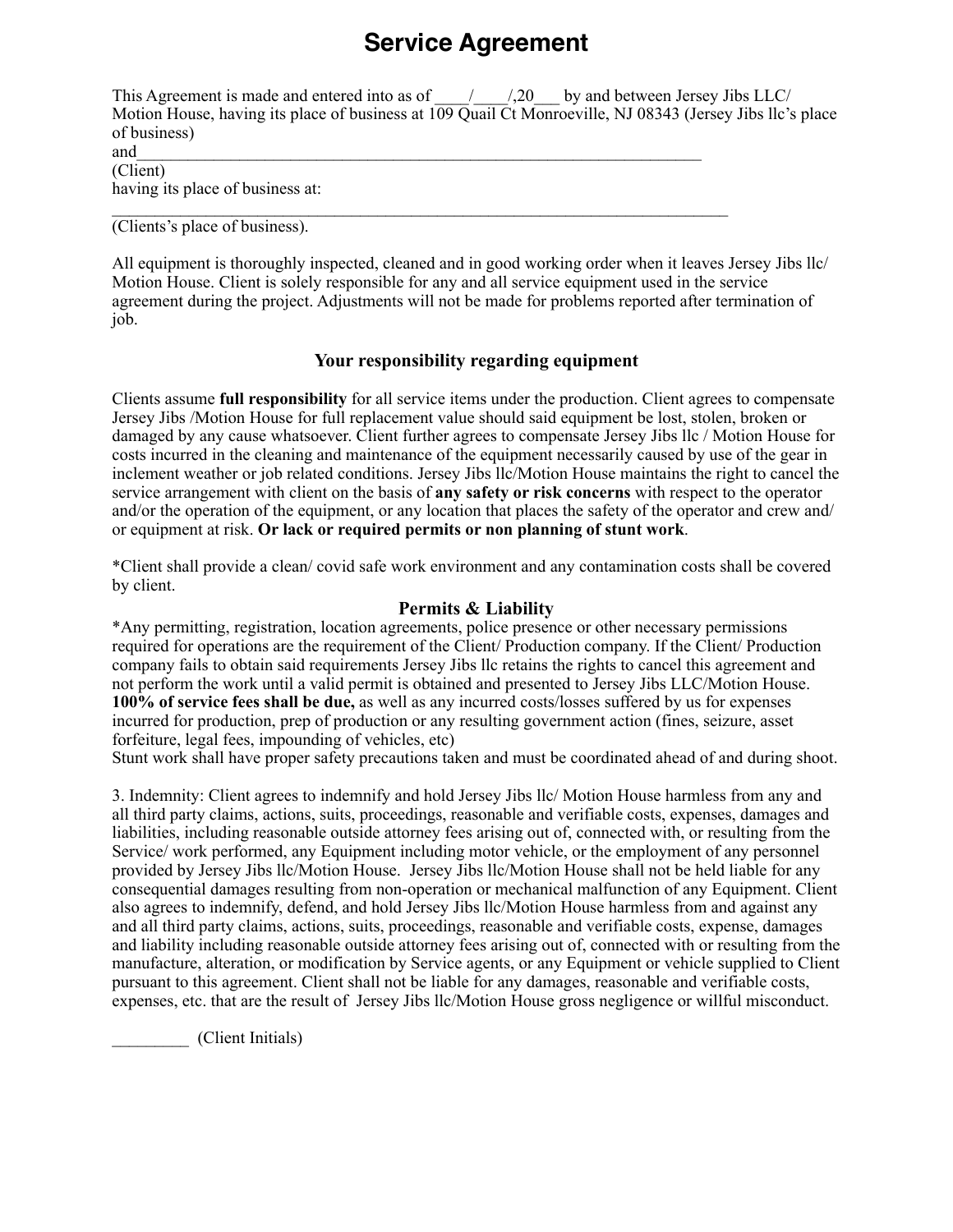# Service Agreement

This Agreement is made and entered into as of ____/____/,20___ by and between Jersey Jibs LLC/ Motion House, having its place of business at 109 Quail Ct Monroeville, NJ 08343 (Jersey Jibs llc's place of business)

and_______________________________________________________________________

(Client)

having its place of business at:

_____________________________________________________________________________

(Clients's place of business).

All equipment is thoroughly inspected, cleaned and in good working order when it leaves Jersey Jibs llc/ Motion House. Client is solely responsible for any and all service equipment used in the service agreement during the project. Adjustments will not be made for problems reported after termination of job.

### Your responsibility regarding equipment

Clients assume **full responsibility** for all service items under the production. Client agrees to compensate Jersey Jibs /Motion House for full replacement value should said equipment be lost, stolen, broken or damaged by any cause whatsoever. Client further agrees to compensate Jersey Jibs llc / Motion House for costs incurred in the cleaning and maintenance of the equipment necessarily caused by use of the gear in inclement weather or job related conditions. Jersey Jibs llc/Motion House maintains the right to cancel the service arrangement with client on the basis of **any safety or risk concerns** with respect to the operator and/or the operation of the equipment, or any location that places the safety of the operator and crew and/ or equipment at risk. **Or lack or required permits or non planning of stunt work**.

*Client shall provide a clean/ covid safe work environment and any contamination costs shall be covered by client.

### Permits & Liability

*Any permitting, registration, location agreements, police presence or other necessary permissions required for operations are the requirement of the Client/ Production company. If the Client/ Production company fails to obtain said requirements Jersey Jibs llc retains the rights to cancel this agreement and not perform the work until a valid permit is obtained and presented to Jersey Jibs LLC/Motion House. **100% of service fees shall be due,** as well as any incurred costs/losses suffered by us for expenses incurred for production, prep of production or any resulting government action (fines, seizure, asset forfeiture, legal fees, impounding of vehicles, etc)

Stunt work shall have proper safety precautions taken and must be coordinated ahead of and during shoot.

3. Indemnity: Client agrees to indemnify and hold Jersey Jibs llc/ Motion House harmless from any and all third party claims, actions, suits, proceedings, reasonable and verifiable costs, expenses, damages and liabilities, including reasonable outside attorney fees arising out of, connected with, or resulting from the Service/ work performed, any Equipment including motor vehicle, or the employment of any personnel provided by Jersey Jibs llc/Motion House. Jersey Jibs llc/Motion House shall not be held liable for any consequential damages resulting from non-operation or mechanical malfunction of any Equipment. Client also agrees to indemnify, defend, and hold Jersey Jibs llc/Motion House harmless from and against any and all third party claims, actions, suits, proceedings, reasonable and verifiable costs, expense, damages and liability including reasonable outside attorney fees arising out of, connected with or resulting from the manufacture, alteration, or modification by Service agents, or any Equipment or vehicle supplied to Client pursuant to this agreement. Client shall not be liable for any damages, reasonable and verifiable costs, expenses, etc. that are the result of Jersey Jibs llc/Motion House gross negligence or willful misconduct.

_________ (Client Initials)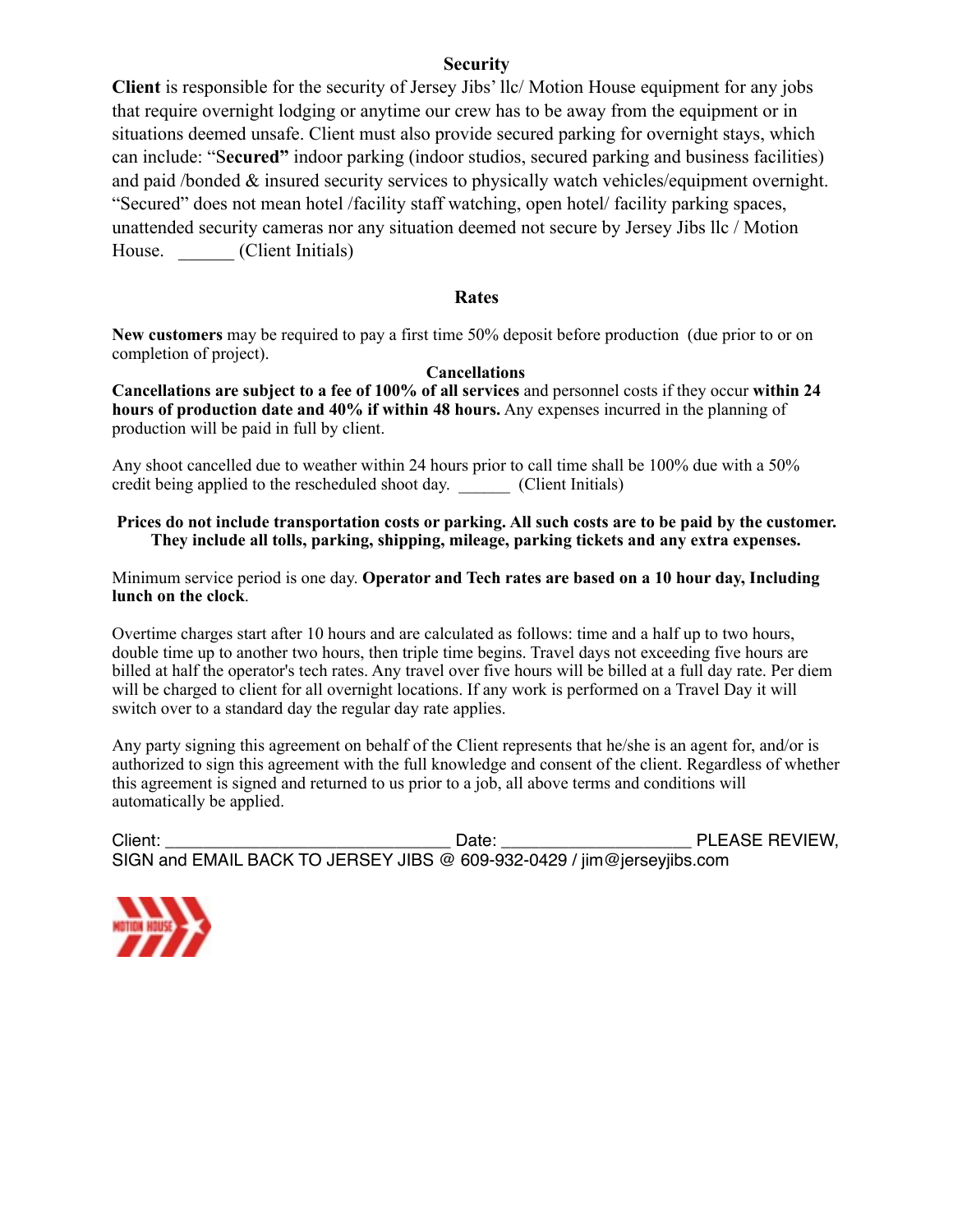## Security

**Client** is responsible for the security of Jersey Jibs' llc/ Motion House equipment for any jobs that require overnight lodging or anytime our crew has to be away from the equipment or in situations deemed unsafe. Client must also provide secured parking for overnight stays, which can include: "S**ecured"** indoor parking (indoor studios, secured parking and business facilities) and paid /bonded & insured security services to physically watch vehicles/equipment overnight. "Secured" does not mean hotel /facility staff watching, open hotel/ facility parking spaces, unattended security cameras nor any situation deemed not secure by Jersey Jibs llc / Motion House. ______ (Client Initials)

## Rates

**New customers** may be required to pay a first time 50% deposit before production (due prior to or on completion of project).

### Cancellations

**Cancellations are subject to a fee of 100% of all services** and personnel costs if they occur **within 24 hours of production date and 40% if within 48 hours.** Any expenses incurred in the planning of production will be paid in full by client.

Any shoot cancelled due to weather within 24 hours prior to call time shall be 100% due with a 50% credit being applied to the rescheduled shoot day. ______ (Client Initials)

**Prices do not include transportation costs or parking. All such costs are to be paid by the customer. They include all tolls, parking, shipping, mileage, parking tickets and any extra expenses.**

Minimum service period is one day. **Operator and Tech rates are based on a 10 hour day, Including lunch on the clock**.

Overtime charges start after 10 hours and are calculated as follows: time and a half up to two hours, double time up to another two hours, then triple time begins. Travel days not exceeding five hours are billed at half the operator's tech rates. Any travel over five hours will be billed at a full day rate. Per diem will be charged to client for all overnight locations. If any work is performed on a Travel Day it will switch over to a standard day the regular day rate applies.

Any party signing this agreement on behalf of the Client represents that he/she is an agent for, and/or is authorized to sign this agreement with the full knowledge and consent of the client. Regardless of whether this agreement is signed and returned to us prior to a job, all above terms and conditions will automatically be applied.

Client: ______________________________ Date: ____________________ PLEASE REVIEW, SIGN and EMAIL BACK TO JERSEY JIBS @ 609-932-0429 / jim@jerseyjibs.com

MOTION HOUSE